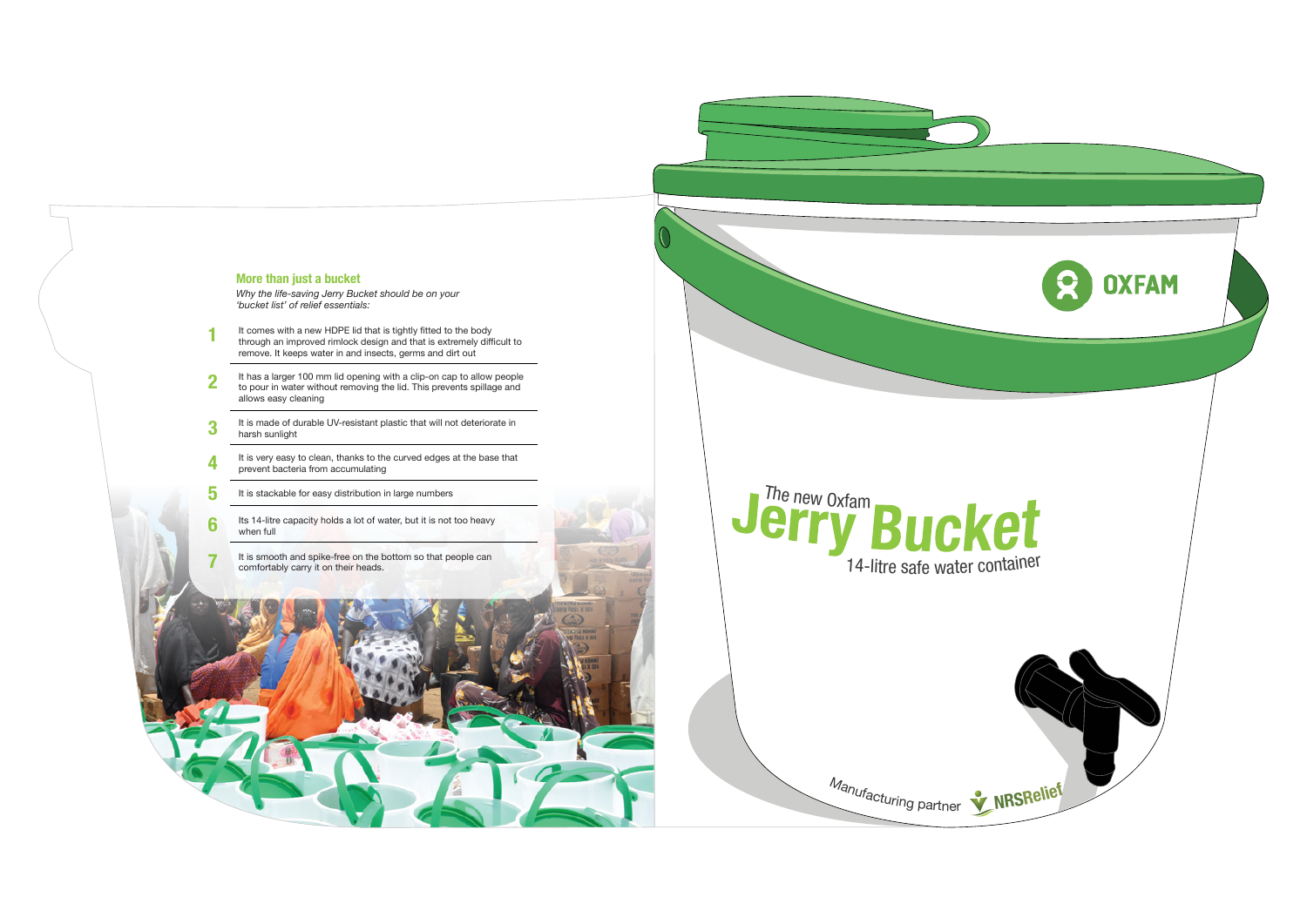## More than just a bucket

*Why the life-saving Jerry Bucket should be on your 'bucket list' of relief essentials:*

1. It comes with a new HDPE lid that is tightly fitted to the body through an improved rimlock design and that is extremely difficult to remove. It keeps water in and insects, germs and dirt out
2. It has a larger 100 mm lid opening with a clip-on cap to allow people to pour in water without removing the lid. This prevents spillage and allows easy cleaning
3. It is made of durable UV-resistant plastic that will not deteriorate in harsh sunlight
4. It is very easy to clean, thanks to the curved edges at the base that prevent bacteria from accumulating
5. It is stackable for easy distribution in large numbers
6. Its 14-litre capacity holds a lot of water, but it is not too heavy when full
7. It is smooth and spike-free on the bottom so that people can comfortably carry it on their heads.

OXFAM

# The new Oxfam Jerry Bucket

14-litre safe water container

Manufacturing partner NRSRelief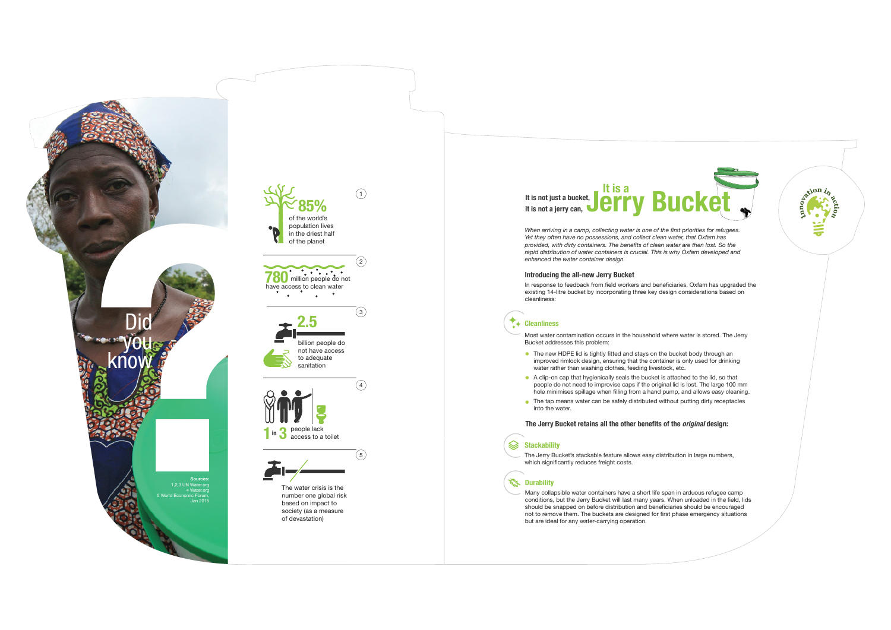Did you know

Sources:
1,2,3 UN Water.org
4 Water.org
5 World Economic Forum, Jan 2015

1

**85%** of the world's population lives in the driest half of the planet

2

**780** million people do not have access to clean water

3

**2.5** billion people do not have access to adequate sanitation

4

**1 in 3** people lack access to a toilet

5

The water crisis is the number one global risk based on impact to society (as a measure of devastation)

Innovation in action

# It is not just a bucket, it is not a jerry can, It is a Jerry Bucket

*When arriving in a camp, collecting water is one of the first priorities for refugees. Yet they often have no possessions, and collect clean water, that Oxfam has provided, with dirty containers. The benefits of clean water are then lost. So the rapid distribution of water containers is crucial. This is why Oxfam developed and enhanced the water container design.*

## Introducing the all-new Jerry Bucket

In response to feedback from field workers and beneficiaries, Oxfam has upgraded the existing 14-litre bucket by incorporating three key design considerations based on cleanliness:

### Cleanliness

Most water contamination occurs in the household where water is stored. The Jerry Bucket addresses this problem:

- The new HDPE lid is tightly fitted and stays on the bucket body through an improved rimlock design, ensuring that the container is only used for drinking water rather than washing clothes, feeding livestock, etc.
- A clip-on cap that hygienically seals the bucket is attached to the lid, so that people do not need to improvise caps if the original lid is lost. The large 100 mm hole minimises spillage when filling from a hand pump, and allows easy cleaning.
- The tap means water can be safely distributed without putting dirty receptacles into the water.

**The Jerry Bucket retains all the other benefits of the *original* design:**

### Stackability

The Jerry Bucket's stackable feature allows easy distribution in large numbers, which significantly reduces freight costs.

### Durability

Many collapsible water containers have a short life span in arduous refugee camp conditions, but the Jerry Bucket will last many years. When unloaded in the field, lids should be snapped on before distribution and beneficiaries should be encouraged not to remove them. The buckets are designed for first phase emergency situations but are ideal for any water-carrying operation.